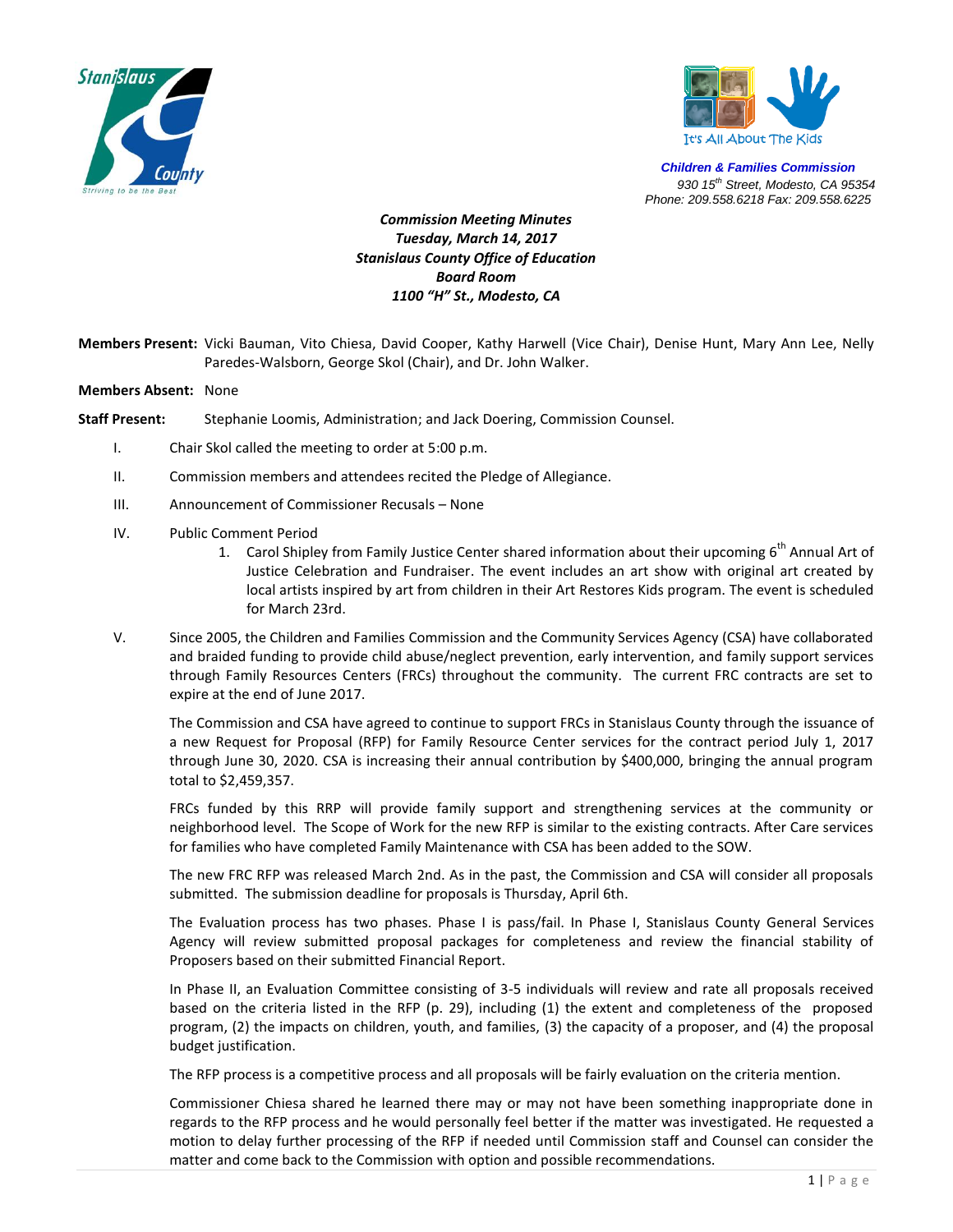Stanislaus County

Striving to be the Best

It's All About The Kids

**Children & Families Commission**
*930 15th Street, Modesto, CA 95354*
*Phone: 209.558.6218 Fax: 209.558.6225*

***Commission Meeting Minutes***
***Tuesday, March 14, 2017***
***Stanislaus County Office of Education***
***Board Room***
***1100 "H" St., Modesto, CA***

**Members Present:** Vicki Bauman, Vito Chiesa, David Cooper, Kathy Harwell (Vice Chair), Denise Hunt, Mary Ann Lee, Nelly Paredes-Walsborn, George Skol (Chair), and Dr. John Walker.

**Members Absent:** None

**Staff Present:** Stephanie Loomis, Administration; and Jack Doering, Commission Counsel.

I. Chair Skol called the meeting to order at 5:00 p.m.

II. Commission members and attendees recited the Pledge of Allegiance.

III. Announcement of Commissioner Recusals – None

IV. Public Comment Period

1. Carol Shipley from Family Justice Center shared information about their upcoming 6th Annual Art of Justice Celebration and Fundraiser. The event includes an art show with original art created by local artists inspired by art from children in their Art Restores Kids program. The event is scheduled for March 23rd.

V. Since 2005, the Children and Families Commission and the Community Services Agency (CSA) have collaborated and braided funding to provide child abuse/neglect prevention, early intervention, and family support services through Family Resources Centers (FRCs) throughout the community. The current FRC contracts are set to expire at the end of June 2017.

The Commission and CSA have agreed to continue to support FRCs in Stanislaus County through the issuance of a new Request for Proposal (RFP) for Family Resource Center services for the contract period July 1, 2017 through June 30, 2020. CSA is increasing their annual contribution by $400,000, bringing the annual program total to $2,459,357.

FRCs funded by this RRP will provide family support and strengthening services at the community or neighborhood level. The Scope of Work for the new RFP is similar to the existing contracts. After Care services for families who have completed Family Maintenance with CSA has been added to the SOW.

The new FRC RFP was released March 2nd. As in the past, the Commission and CSA will consider all proposals submitted. The submission deadline for proposals is Thursday, April 6th.

The Evaluation process has two phases. Phase I is pass/fail. In Phase I, Stanislaus County General Services Agency will review submitted proposal packages for completeness and review the financial stability of Proposers based on their submitted Financial Report.

In Phase II, an Evaluation Committee consisting of 3-5 individuals will review and rate all proposals received based on the criteria listed in the RFP (p. 29), including (1) the extent and completeness of the proposed program, (2) the impacts on children, youth, and families, (3) the capacity of a proposer, and (4) the proposal budget justification.

The RFP process is a competitive process and all proposals will be fairly evaluation on the criteria mention.

Commissioner Chiesa shared he learned there may or may not have been something inappropriate done in regards to the RFP process and he would personally feel better if the matter was investigated. He requested a motion to delay further processing of the RFP if needed until Commission staff and Counsel can consider the matter and come back to the Commission with option and possible recommendations.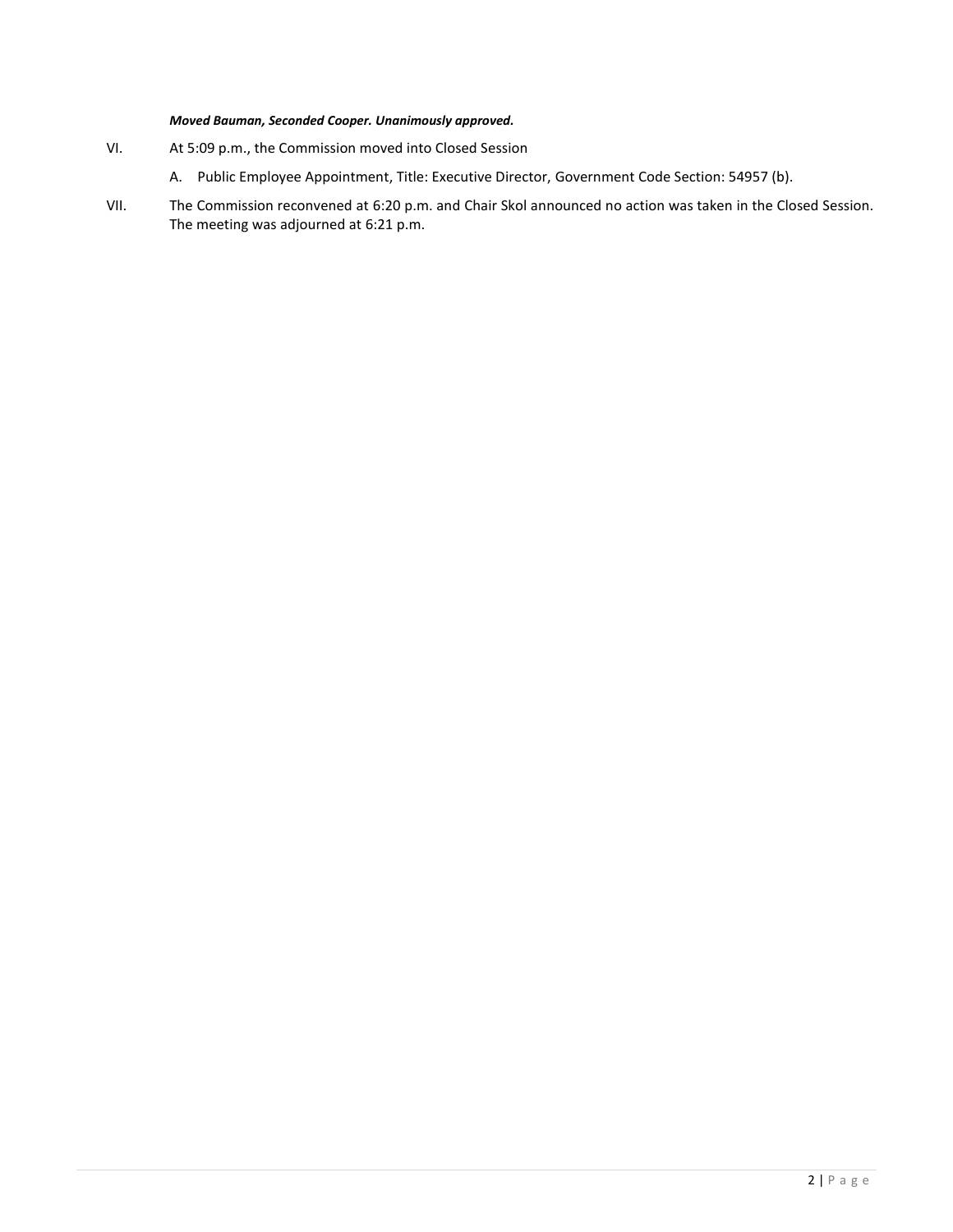***Moved Bauman, Seconded Cooper. Unanimously approved.***

VI. At 5:09 p.m., the Commission moved into Closed Session

A. Public Employee Appointment, Title: Executive Director, Government Code Section: 54957 (b).

VII. The Commission reconvened at 6:20 p.m. and Chair Skol announced no action was taken in the Closed Session. The meeting was adjourned at 6:21 p.m.